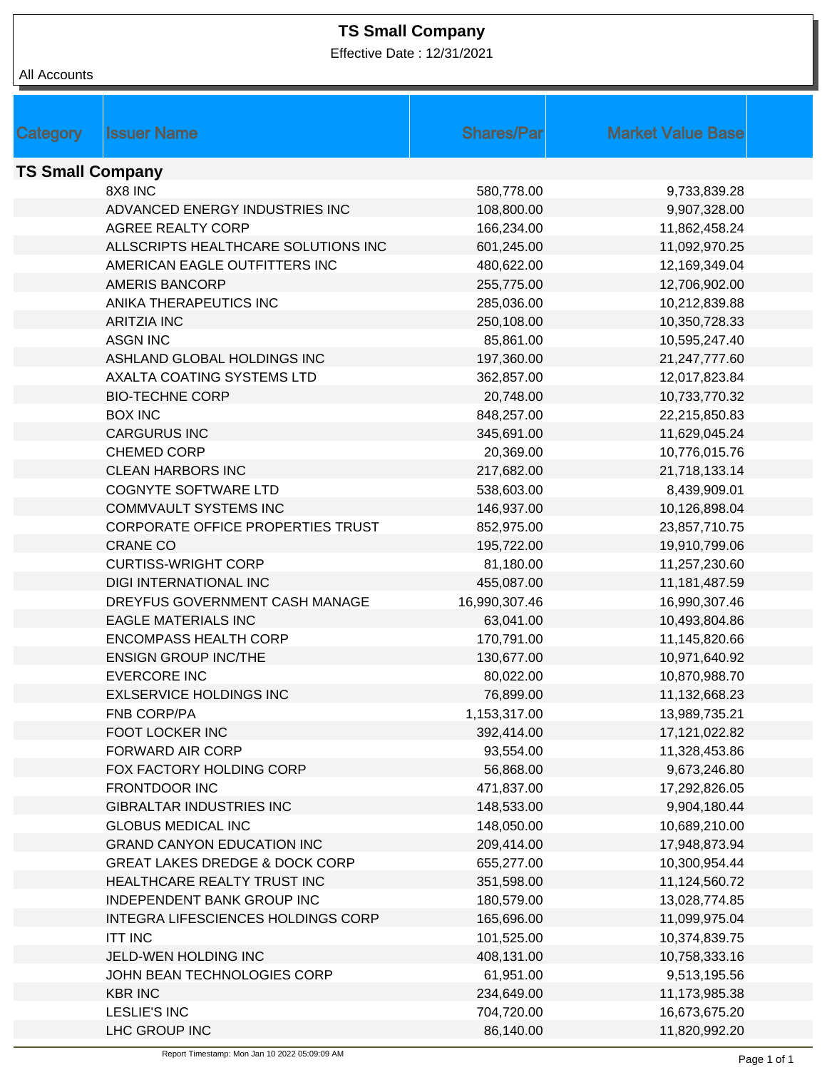# TS Small Company

Effective Date : 12/31/2021

All Accounts

| Category | Issuer Name | Shares/Par | Market Value Base |
|---|---|---|---|
| **TS Small Company** | | | |
| | 8X8 INC | 580,778.00 | 9,733,839.28 |
| | ADVANCED ENERGY INDUSTRIES INC | 108,800.00 | 9,907,328.00 |
| | AGREE REALTY CORP | 166,234.00 | 11,862,458.24 |
| | ALLSCRIPTS HEALTHCARE SOLUTIONS INC | 601,245.00 | 11,092,970.25 |
| | AMERICAN EAGLE OUTFITTERS INC | 480,622.00 | 12,169,349.04 |
| | AMERIS BANCORP | 255,775.00 | 12,706,902.00 |
| | ANIKA THERAPEUTICS INC | 285,036.00 | 10,212,839.88 |
| | ARITZIA INC | 250,108.00 | 10,350,728.33 |
| | ASGN INC | 85,861.00 | 10,595,247.40 |
| | ASHLAND GLOBAL HOLDINGS INC | 197,360.00 | 21,247,777.60 |
| | AXALTA COATING SYSTEMS LTD | 362,857.00 | 12,017,823.84 |
| | BIO-TECHNE CORP | 20,748.00 | 10,733,770.32 |
| | BOX INC | 848,257.00 | 22,215,850.83 |
| | CARGURUS INC | 345,691.00 | 11,629,045.24 |
| | CHEMED CORP | 20,369.00 | 10,776,015.76 |
| | CLEAN HARBORS INC | 217,682.00 | 21,718,133.14 |
| | COGNYTE SOFTWARE LTD | 538,603.00 | 8,439,909.01 |
| | COMMVAULT SYSTEMS INC | 146,937.00 | 10,126,898.04 |
| | CORPORATE OFFICE PROPERTIES TRUST | 852,975.00 | 23,857,710.75 |
| | CRANE CO | 195,722.00 | 19,910,799.06 |
| | CURTISS-WRIGHT CORP | 81,180.00 | 11,257,230.60 |
| | DIGI INTERNATIONAL INC | 455,087.00 | 11,181,487.59 |
| | DREYFUS GOVERNMENT CASH MANAGE | 16,990,307.46 | 16,990,307.46 |
| | EAGLE MATERIALS INC | 63,041.00 | 10,493,804.86 |
| | ENCOMPASS HEALTH CORP | 170,791.00 | 11,145,820.66 |
| | ENSIGN GROUP INC/THE | 130,677.00 | 10,971,640.92 |
| | EVERCORE INC | 80,022.00 | 10,870,988.70 |
| | EXLSERVICE HOLDINGS INC | 76,899.00 | 11,132,668.23 |
| | FNB CORP/PA | 1,153,317.00 | 13,989,735.21 |
| | FOOT LOCKER INC | 392,414.00 | 17,121,022.82 |
| | FORWARD AIR CORP | 93,554.00 | 11,328,453.86 |
| | FOX FACTORY HOLDING CORP | 56,868.00 | 9,673,246.80 |
| | FRONTDOOR INC | 471,837.00 | 17,292,826.05 |
| | GIBRALTAR INDUSTRIES INC | 148,533.00 | 9,904,180.44 |
| | GLOBUS MEDICAL INC | 148,050.00 | 10,689,210.00 |
| | GRAND CANYON EDUCATION INC | 209,414.00 | 17,948,873.94 |
| | GREAT LAKES DREDGE & DOCK CORP | 655,277.00 | 10,300,954.44 |
| | HEALTHCARE REALTY TRUST INC | 351,598.00 | 11,124,560.72 |
| | INDEPENDENT BANK GROUP INC | 180,579.00 | 13,028,774.85 |
| | INTEGRA LIFESCIENCES HOLDINGS CORP | 165,696.00 | 11,099,975.04 |
| | ITT INC | 101,525.00 | 10,374,839.75 |
| | JELD-WEN HOLDING INC | 408,131.00 | 10,758,333.16 |
| | JOHN BEAN TECHNOLOGIES CORP | 61,951.00 | 9,513,195.56 |
| | KBR INC | 234,649.00 | 11,173,985.38 |
| | LESLIE'S INC | 704,720.00 | 16,673,675.20 |
| | LHC GROUP INC | 86,140.00 | 11,820,992.20 |

Report Timestamp: Mon Jan 10 2022 05:09:09 AM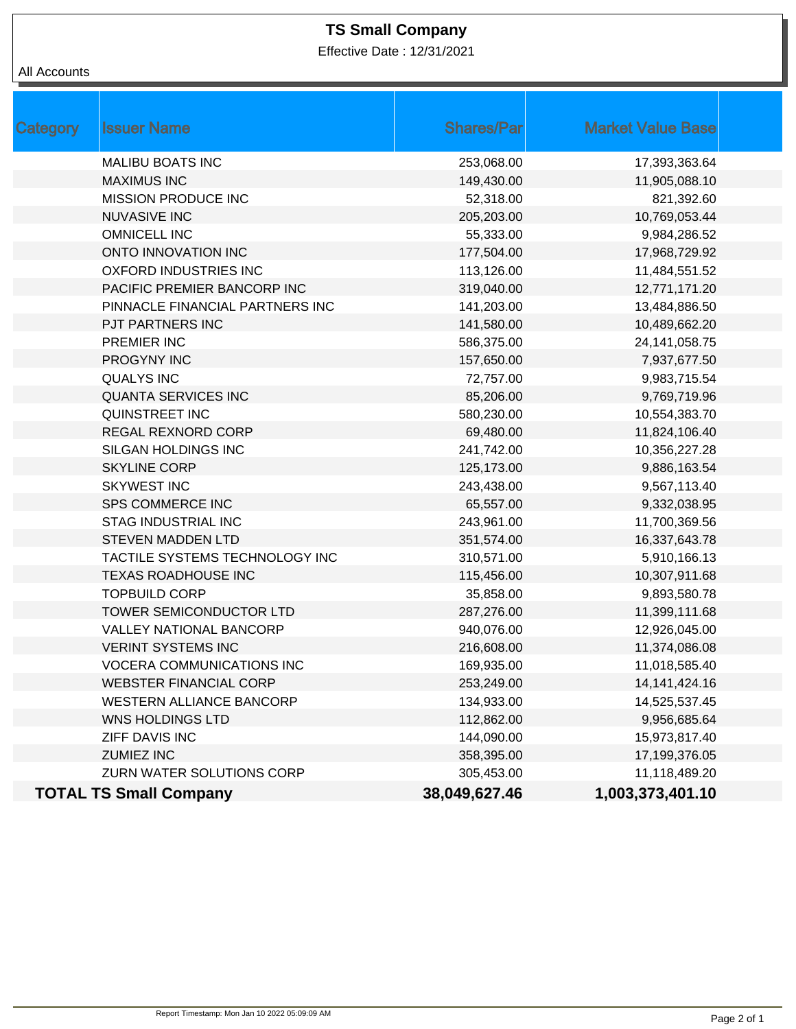# TS Small Company

Effective Date : 12/31/2021

All Accounts

| Category | Issuer Name | Shares/Par | Market Value Base |
|---|---|---|---|
| | MALIBU BOATS INC | 253,068.00 | 17,393,363.64 |
| | MAXIMUS INC | 149,430.00 | 11,905,088.10 |
| | MISSION PRODUCE INC | 52,318.00 | 821,392.60 |
| | NUVASIVE INC | 205,203.00 | 10,769,053.44 |
| | OMNICELL INC | 55,333.00 | 9,984,286.52 |
| | ONTO INNOVATION INC | 177,504.00 | 17,968,729.92 |
| | OXFORD INDUSTRIES INC | 113,126.00 | 11,484,551.52 |
| | PACIFIC PREMIER BANCORP INC | 319,040.00 | 12,771,171.20 |
| | PINNACLE FINANCIAL PARTNERS INC | 141,203.00 | 13,484,886.50 |
| | PJT PARTNERS INC | 141,580.00 | 10,489,662.20 |
| | PREMIER INC | 586,375.00 | 24,141,058.75 |
| | PROGYNY INC | 157,650.00 | 7,937,677.50 |
| | QUALYS INC | 72,757.00 | 9,983,715.54 |
| | QUANTA SERVICES INC | 85,206.00 | 9,769,719.96 |
| | QUINSTREET INC | 580,230.00 | 10,554,383.70 |
| | REGAL REXNORD CORP | 69,480.00 | 11,824,106.40 |
| | SILGAN HOLDINGS INC | 241,742.00 | 10,356,227.28 |
| | SKYLINE CORP | 125,173.00 | 9,886,163.54 |
| | SKYWEST INC | 243,438.00 | 9,567,113.40 |
| | SPS COMMERCE INC | 65,557.00 | 9,332,038.95 |
| | STAG INDUSTRIAL INC | 243,961.00 | 11,700,369.56 |
| | STEVEN MADDEN LTD | 351,574.00 | 16,337,643.78 |
| | TACTILE SYSTEMS TECHNOLOGY INC | 310,571.00 | 5,910,166.13 |
| | TEXAS ROADHOUSE INC | 115,456.00 | 10,307,911.68 |
| | TOPBUILD CORP | 35,858.00 | 9,893,580.78 |
| | TOWER SEMICONDUCTOR LTD | 287,276.00 | 11,399,111.68 |
| | VALLEY NATIONAL BANCORP | 940,076.00 | 12,926,045.00 |
| | VERINT SYSTEMS INC | 216,608.00 | 11,374,086.08 |
| | VOCERA COMMUNICATIONS INC | 169,935.00 | 11,018,585.40 |
| | WEBSTER FINANCIAL CORP | 253,249.00 | 14,141,424.16 |
| | WESTERN ALLIANCE BANCORP | 134,933.00 | 14,525,537.45 |
| | WNS HOLDINGS LTD | 112,862.00 | 9,956,685.64 |
| | ZIFF DAVIS INC | 144,090.00 | 15,973,817.40 |
| | ZUMIEZ INC | 358,395.00 | 17,199,376.05 |
| | ZURN WATER SOLUTIONS CORP | 305,453.00 | 11,118,489.20 |
| **TOTAL TS Small Company** | | **38,049,627.46** | **1,003,373,401.10** |

Report Timestamp: Mon Jan 10 2022 05:09:09 AM